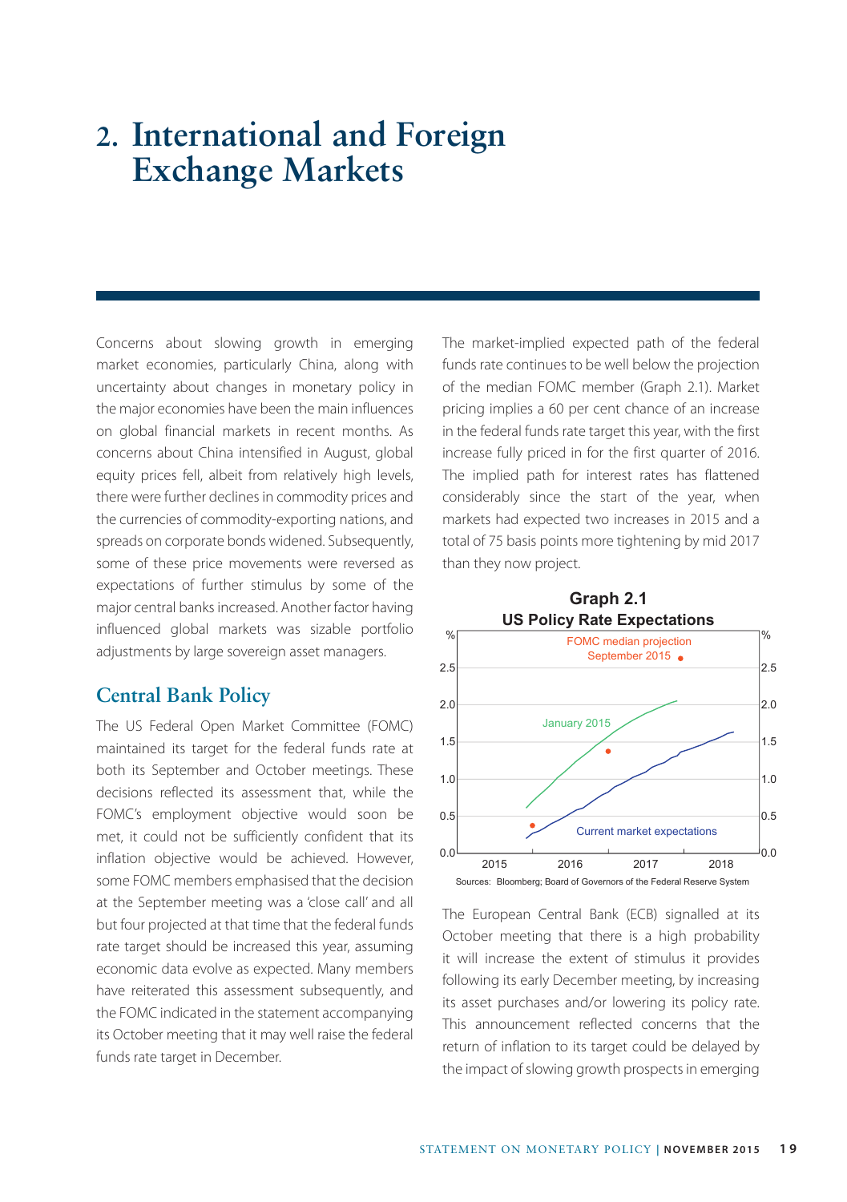# 2. International and Foreign Exchange Markets

Concerns about slowing growth in emerging market economies, particularly China, along with uncertainty about changes in monetary policy in the major economies have been the main influences on global financial markets in recent months. As concerns about China intensified in August, global equity prices fell, albeit from relatively high levels, there were further declines in commodity prices and the currencies of commodity-exporting nations, and spreads on corporate bonds widened. Subsequently, some of these price movements were reversed as expectations of further stimulus by some of the major central banks increased. Another factor having influenced global markets was sizable portfolio adjustments by large sovereign asset managers.

## Central Bank Policy

The US Federal Open Market Committee (FOMC) maintained its target for the federal funds rate at both its September and October meetings. These decisions reflected its assessment that, while the FOMC's employment objective would soon be met, it could not be sufficiently confident that its inflation objective would be achieved. However, some FOMC members emphasised that the decision at the September meeting was a 'close call' and all but four projected at that time that the federal funds rate target should be increased this year, assuming economic data evolve as expected. Many members have reiterated this assessment subsequently, and the FOMC indicated in the statement accompanying its October meeting that it may well raise the federal funds rate target in December.

The market-implied expected path of the federal funds rate continues to be well below the projection of the median FOMC member (Graph 2.1). Market pricing implies a 60 per cent chance of an increase in the federal funds rate target this year, with the first increase fully priced in for the first quarter of 2016. The implied path for interest rates has flattened considerably since the start of the year, when markets had expected two increases in 2015 and a total of 75 basis points more tightening by mid 2017 than they now project.

**Graph 2.1**
**US Policy Rate Expectations**

Sources: Bloomberg; Board of Governors of the Federal Reserve System

The European Central Bank (ECB) signalled at its October meeting that there is a high probability it will increase the extent of stimulus it provides following its early December meeting, by increasing its asset purchases and/or lowering its policy rate. This announcement reflected concerns that the return of inflation to its target could be delayed by the impact of slowing growth prospects in emerging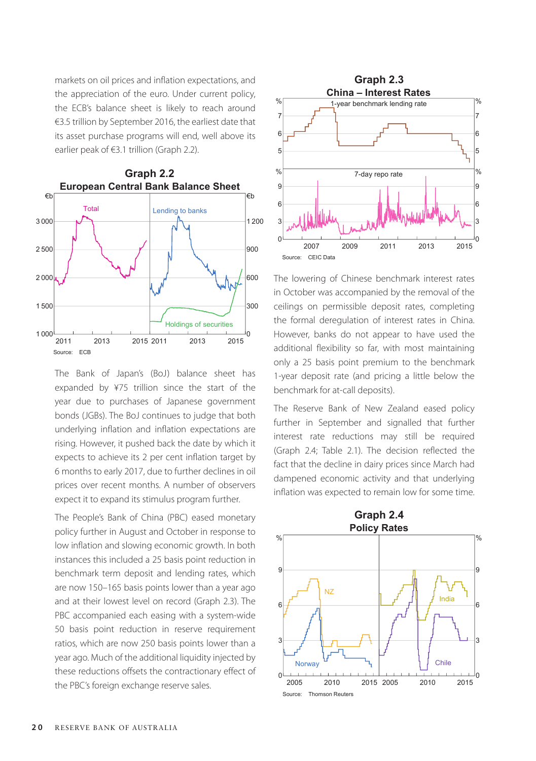markets on oil prices and inflation expectations, and the appreciation of the euro. Under current policy, the ECB's balance sheet is likely to reach around €3.5 trillion by September 2016, the earliest date that its asset purchase programs will end, well above its earlier peak of €3.1 trillion (Graph 2.2).

**Graph 2.2**
**European Central Bank Balance Sheet**

Source: ECB

The Bank of Japan's (BoJ) balance sheet has expanded by ¥75 trillion since the start of the year due to purchases of Japanese government bonds (JGBs). The BoJ continues to judge that both underlying inflation and inflation expectations are rising. However, it pushed back the date by which it expects to achieve its 2 per cent inflation target by 6 months to early 2017, due to further declines in oil prices over recent months. A number of observers expect it to expand its stimulus program further.

The People's Bank of China (PBC) eased monetary policy further in August and October in response to low inflation and slowing economic growth. In both instances this included a 25 basis point reduction in benchmark term deposit and lending rates, which are now 150–165 basis points lower than a year ago and at their lowest level on record (Graph 2.3). The PBC accompanied each easing with a system-wide 50 basis point reduction in reserve requirement ratios, which are now 250 basis points lower than a year ago. Much of the additional liquidity injected by these reductions offsets the contractionary effect of the PBC's foreign exchange reserve sales.

**Graph 2.3**
**China – Interest Rates**

Source: CEIC Data

The lowering of Chinese benchmark interest rates in October was accompanied by the removal of the ceilings on permissible deposit rates, completing the formal deregulation of interest rates in China. However, banks do not appear to have used the additional flexibility so far, with most maintaining only a 25 basis point premium to the benchmark 1-year deposit rate (and pricing a little below the benchmark for at-call deposits).

The Reserve Bank of New Zealand eased policy further in September and signalled that further interest rate reductions may still be required (Graph 2.4; Table 2.1). The decision reflected the fact that the decline in dairy prices since March had dampened economic activity and that underlying inflation was expected to remain low for some time.

**Graph 2.4**
**Policy Rates**

Source: Thomson Reuters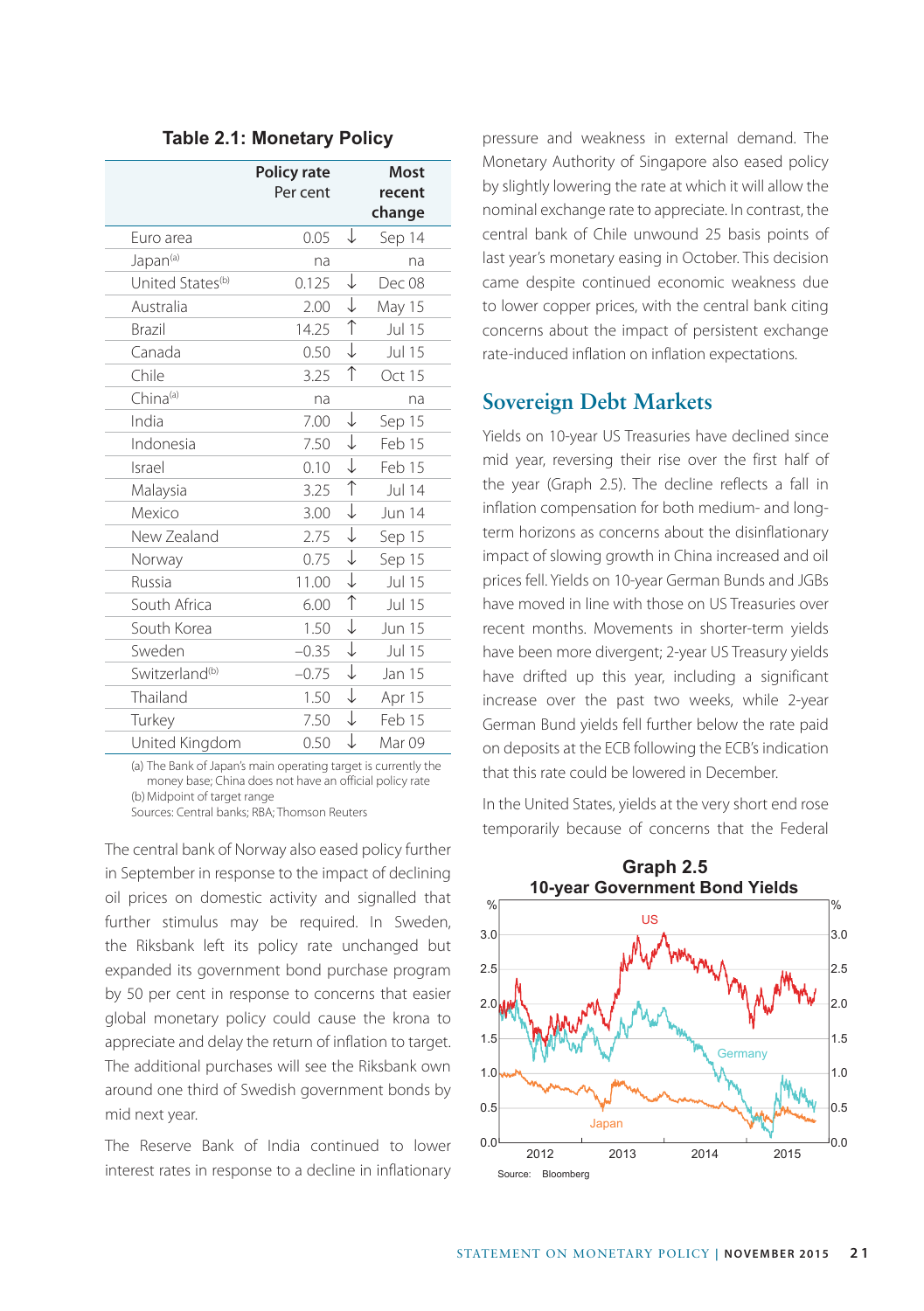**Table 2.1: Monetary Policy**

| | Policy rate Per cent | | Most recent change |
|---|---|---|---|
| Euro area | 0.05 | ↓ | Sep 14 |
| Japan[(a)] | na | | na |
| United States[(b)] | 0.125 | ↓ | Dec 08 |
| Australia | 2.00 | ↓ | May 15 |
| Brazil | 14.25 | ↑ | Jul 15 |
| Canada | 0.50 | ↓ | Jul 15 |
| Chile | 3.25 | ↑ | Oct 15 |
| China[(a)] | na | | na |
| India | 7.00 | ↓ | Sep 15 |
| Indonesia | 7.50 | ↓ | Feb 15 |
| Israel | 0.10 | ↓ | Feb 15 |
| Malaysia | 3.25 | ↑ | Jul 14 |
| Mexico | 3.00 | ↓ | Jun 14 |
| New Zealand | 2.75 | ↓ | Sep 15 |
| Norway | 0.75 | ↓ | Sep 15 |
| Russia | 11.00 | ↓ | Jul 15 |
| South Africa | 6.00 | ↑ | Jul 15 |
| South Korea | 1.50 | ↓ | Jun 15 |
| Sweden | –0.35 | ↓ | Jul 15 |
| Switzerland[(b)] | –0.75 | ↓ | Jan 15 |
| Thailand | 1.50 | ↓ | Apr 15 |
| Turkey | 7.50 | ↓ | Feb 15 |
| United Kingdom | 0.50 | ↓ | Mar 09 |

(a) The Bank of Japan's main operating target is currently the money base; China does not have an official policy rate
(b) Midpoint of target range
Sources: Central banks; RBA; Thomson Reuters

The central bank of Norway also eased policy further in September in response to the impact of declining oil prices on domestic activity and signalled that further stimulus may be required. In Sweden, the Riksbank left its policy rate unchanged but expanded its government bond purchase program by 50 per cent in response to concerns that easier global monetary policy could cause the krona to appreciate and delay the return of inflation to target. The additional purchases will see the Riksbank own around one third of Swedish government bonds by mid next year.

The Reserve Bank of India continued to lower interest rates in response to a decline in inflationary pressure and weakness in external demand. The Monetary Authority of Singapore also eased policy by slightly lowering the rate at which it will allow the nominal exchange rate to appreciate. In contrast, the central bank of Chile unwound 25 basis points of last year's monetary easing in October. This decision came despite continued economic weakness due to lower copper prices, with the central bank citing concerns about the impact of persistent exchange rate-induced inflation on inflation expectations.

## Sovereign Debt Markets

Yields on 10-year US Treasuries have declined since mid year, reversing their rise over the first half of the year (Graph 2.5). The decline reflects a fall in inflation compensation for both medium- and long-term horizons as concerns about the disinflationary impact of slowing growth in China increased and oil prices fell. Yields on 10-year German Bunds and JGBs have moved in line with those on US Treasuries over recent months. Movements in shorter-term yields have been more divergent; 2-year US Treasury yields have drifted up this year, including a significant increase over the past two weeks, while 2-year German Bund yields fell further below the rate paid on deposits at the ECB following the ECB's indication that this rate could be lowered in December.

In the United States, yields at the very short end rose temporarily because of concerns that the Federal

**Graph 2.5**
**10-year Government Bond Yields**

Source: Bloomberg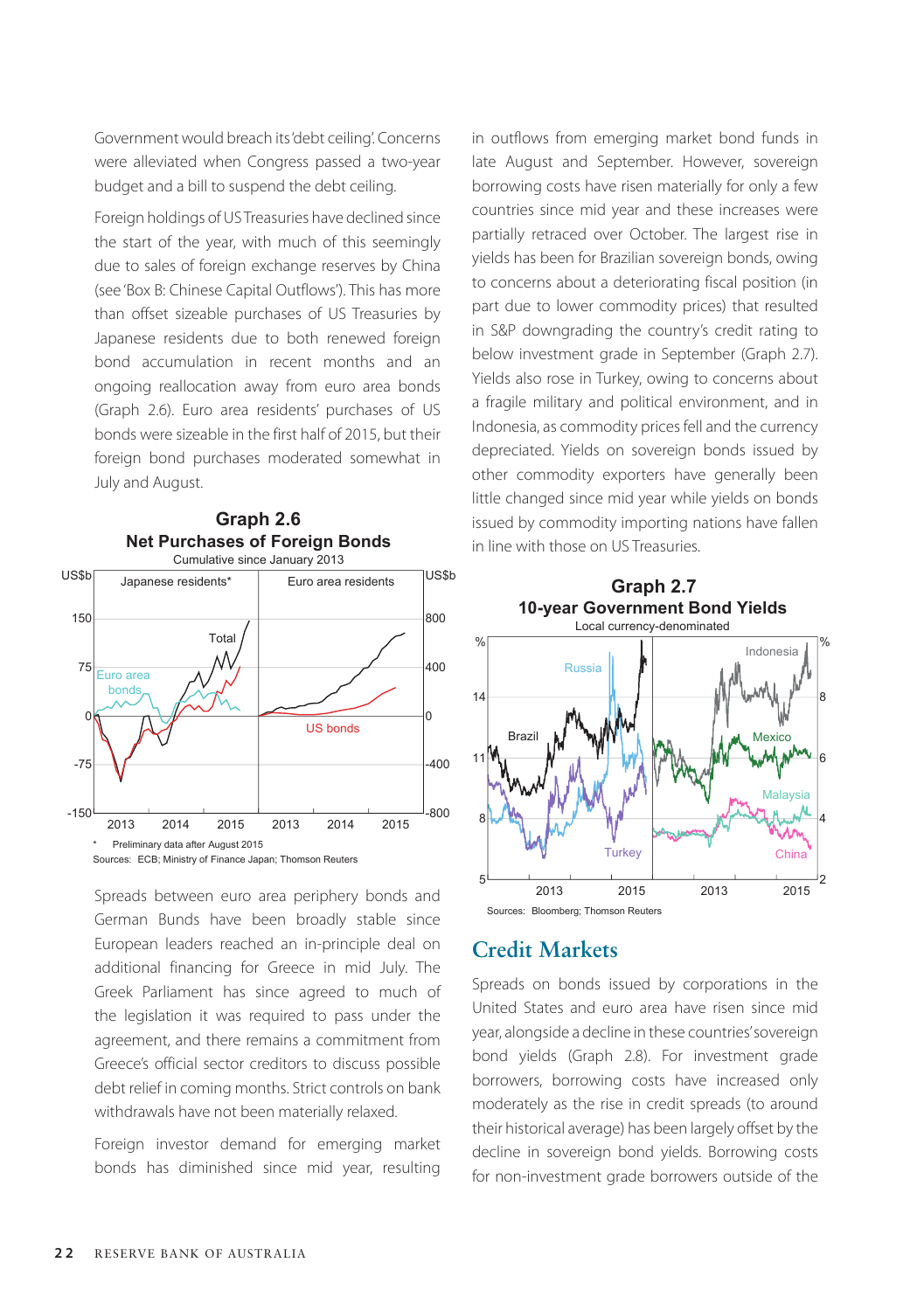Government would breach its 'debt ceiling'. Concerns were alleviated when Congress passed a two-year budget and a bill to suspend the debt ceiling.

Foreign holdings of US Treasuries have declined since the start of the year, with much of this seemingly due to sales of foreign exchange reserves by China (see 'Box B: Chinese Capital Outflows'). This has more than offset sizeable purchases of US Treasuries by Japanese residents due to both renewed foreign bond accumulation in recent months and an ongoing reallocation away from euro area bonds (Graph 2.6). Euro area residents' purchases of US bonds were sizeable in the first half of 2015, but their foreign bond purchases moderated somewhat in July and August.

**Graph 2.6**
**Net Purchases of Foreign Bonds**
Cumulative since January 2013

\* Preliminary data after August 2015
Sources: ECB; Ministry of Finance Japan; Thomson Reuters

Spreads between euro area periphery bonds and German Bunds have been broadly stable since European leaders reached an in-principle deal on additional financing for Greece in mid July. The Greek Parliament has since agreed to much of the legislation it was required to pass under the agreement, and there remains a commitment from Greece's official sector creditors to discuss possible debt relief in coming months. Strict controls on bank withdrawals have not been materially relaxed.

Foreign investor demand for emerging market bonds has diminished since mid year, resulting in outflows from emerging market bond funds in late August and September. However, sovereign borrowing costs have risen materially for only a few countries since mid year and these increases were partially retraced over October. The largest rise in yields has been for Brazilian sovereign bonds, owing to concerns about a deteriorating fiscal position (in part due to lower commodity prices) that resulted in S&P downgrading the country's credit rating to below investment grade in September (Graph 2.7). Yields also rose in Turkey, owing to concerns about a fragile military and political environment, and in Indonesia, as commodity prices fell and the currency depreciated. Yields on sovereign bonds issued by other commodity exporters have generally been little changed since mid year while yields on bonds issued by commodity importing nations have fallen in line with those on US Treasuries.

**Graph 2.7**
**10-year Government Bond Yields**
Local currency-denominated

Sources: Bloomberg; Thomson Reuters

## Credit Markets

Spreads on bonds issued by corporations in the United States and euro area have risen since mid year, alongside a decline in these countries' sovereign bond yields (Graph 2.8). For investment grade borrowers, borrowing costs have increased only moderately as the rise in credit spreads (to around their historical average) has been largely offset by the decline in sovereign bond yields. Borrowing costs for non-investment grade borrowers outside of the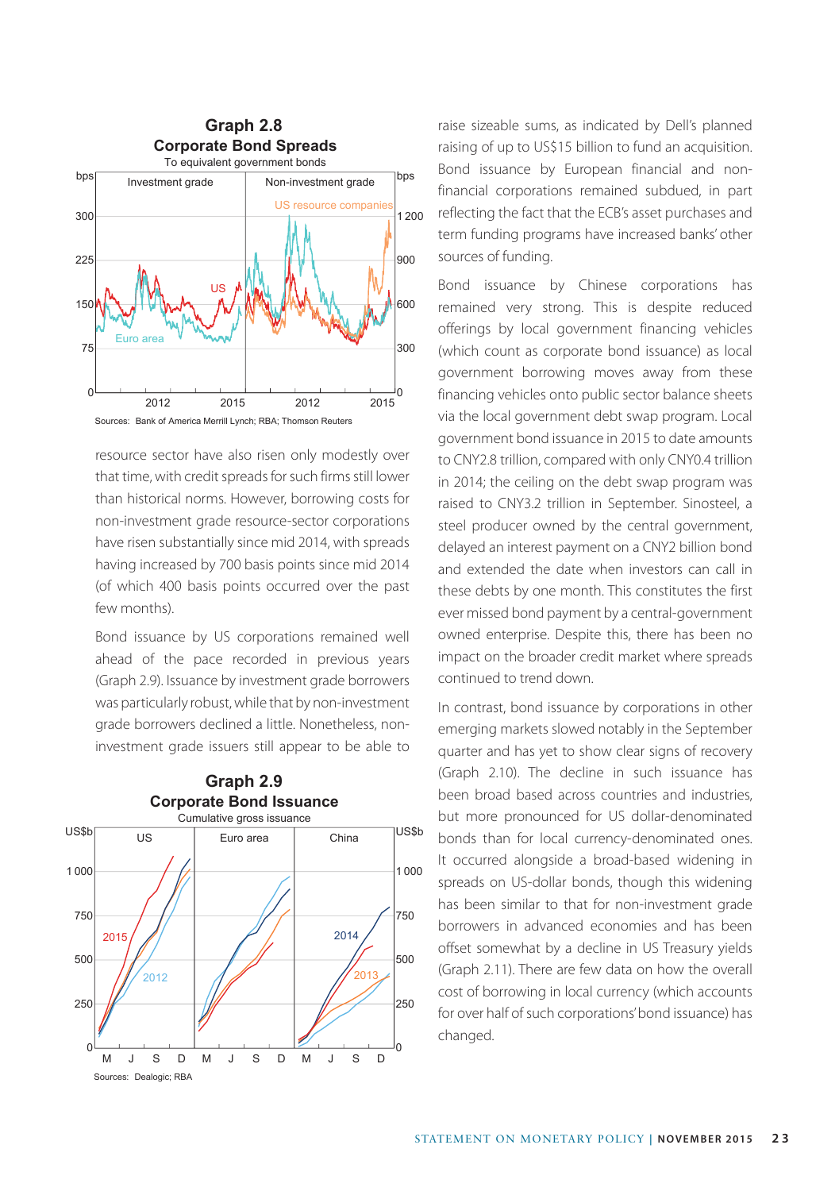**Graph 2.8**
**Corporate Bond Spreads**
To equivalent government bonds

Sources: Bank of America Merrill Lynch; RBA; Thomson Reuters

resource sector have also risen only modestly over that time, with credit spreads for such firms still lower than historical norms. However, borrowing costs for non-investment grade resource-sector corporations have risen substantially since mid 2014, with spreads having increased by 700 basis points since mid 2014 (of which 400 basis points occurred over the past few months).

Bond issuance by US corporations remained well ahead of the pace recorded in previous years (Graph 2.9). Issuance by investment grade borrowers was particularly robust, while that by non-investment grade borrowers declined a little. Nonetheless, non-investment grade issuers still appear to be able to raise sizeable sums, as indicated by Dell's planned raising of up to US$15 billion to fund an acquisition. Bond issuance by European financial and non-financial corporations remained subdued, in part reflecting the fact that the ECB's asset purchases and term funding programs have increased banks' other sources of funding.

**Graph 2.9**
**Corporate Bond Issuance**
Cumulative gross issuance

Sources: Dealogic; RBA

Bond issuance by Chinese corporations has remained very strong. This is despite reduced offerings by local government financing vehicles (which count as corporate bond issuance) as local government borrowing moves away from these financing vehicles onto public sector balance sheets via the local government debt swap program. Local government bond issuance in 2015 to date amounts to CNY2.8 trillion, compared with only CNY0.4 trillion in 2014; the ceiling on the debt swap program was raised to CNY3.2 trillion in September. Sinosteel, a steel producer owned by the central government, delayed an interest payment on a CNY2 billion bond and extended the date when investors can call in these debts by one month. This constitutes the first ever missed bond payment by a central-government owned enterprise. Despite this, there has been no impact on the broader credit market where spreads continued to trend down.

In contrast, bond issuance by corporations in other emerging markets slowed notably in the September quarter and has yet to show clear signs of recovery (Graph 2.10). The decline in such issuance has been broad based across countries and industries, but more pronounced for US dollar-denominated bonds than for local currency-denominated ones. It occurred alongside a broad-based widening in spreads on US-dollar bonds, though this widening has been similar to that for non-investment grade borrowers in advanced economies and has been offset somewhat by a decline in US Treasury yields (Graph 2.11). There are few data on how the overall cost of borrowing in local currency (which accounts for over half of such corporations' bond issuance) has changed.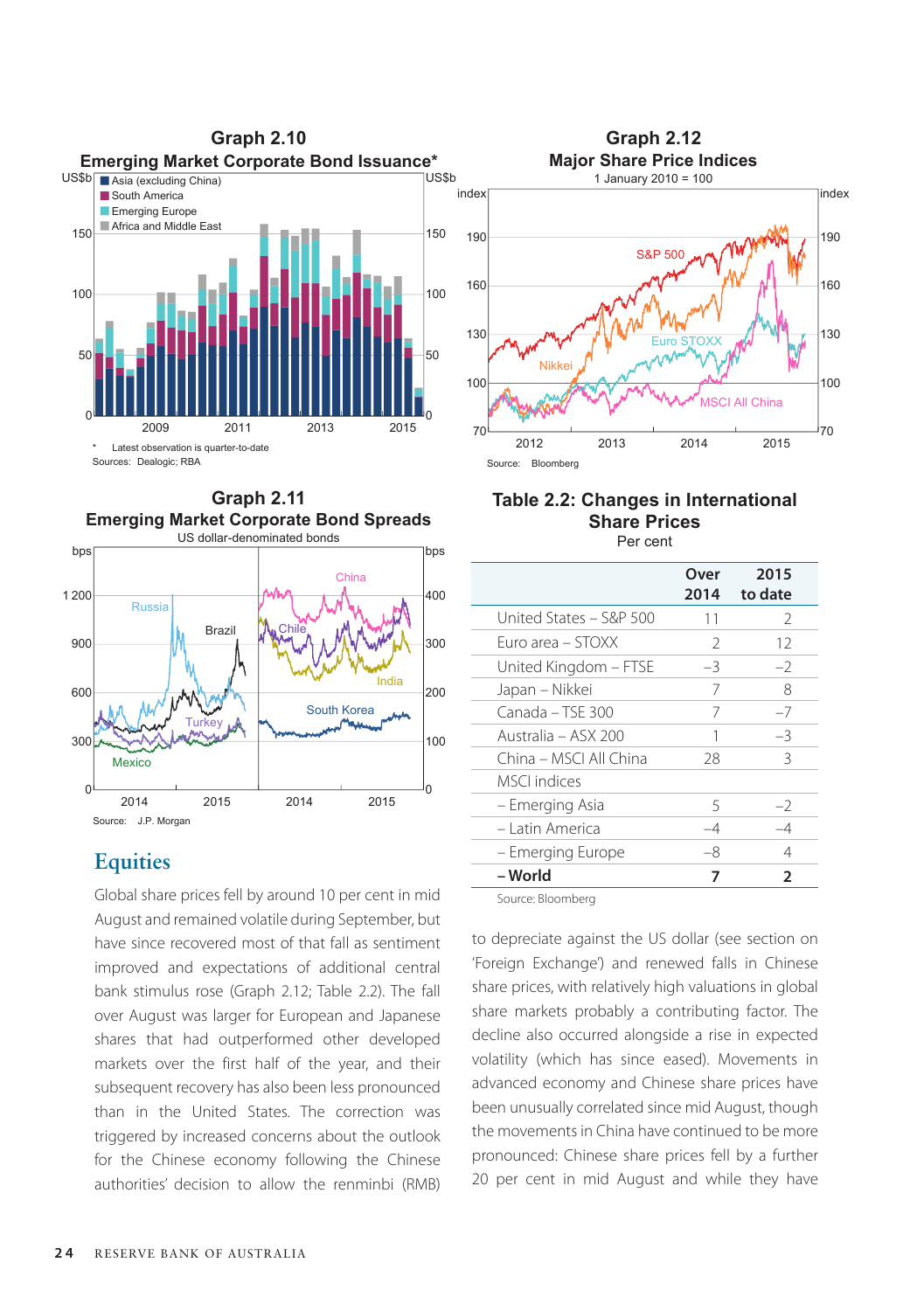### Graph 2.10
### Emerging Market Corporate Bond Issuance*

\* Latest observation is quarter-to-date

Sources: Dealogic; RBA

### Graph 2.11
### Emerging Market Corporate Bond Spreads

US dollar-denominated bonds

Source: J.P. Morgan

### Graph 2.12
### Major Share Price Indices

1 January 2010 = 100

Source: Bloomberg

### Table 2.2: Changes in International Share Prices

Per cent

| | Over 2014 | 2015 to date |
|---|---|---|
| United States – S&P 500 | 11 | 2 |
| Euro area – STOXX | 2 | 12 |
| United Kingdom – FTSE | –3 | –2 |
| Japan – Nikkei | 7 | 8 |
| Canada – TSE 300 | 7 | –7 |
| Australia – ASX 200 | 1 | –3 |
| China – MSCI All China | 28 | 3 |
| MSCI indices | | |
| – Emerging Asia | 5 | –2 |
| – Latin America | –4 | –4 |
| – Emerging Europe | –8 | 4 |
| **– World** | **7** | **2** |

Source: Bloomberg

## Equities

Global share prices fell by around 10 per cent in mid August and remained volatile during September, but have since recovered most of that fall as sentiment improved and expectations of additional central bank stimulus rose (Graph 2.12; Table 2.2). The fall over August was larger for European and Japanese shares that had outperformed other developed markets over the first half of the year, and their subsequent recovery has also been less pronounced than in the United States. The correction was triggered by increased concerns about the outlook for the Chinese economy following the Chinese authorities' decision to allow the renminbi (RMB) to depreciate against the US dollar (see section on 'Foreign Exchange') and renewed falls in Chinese share prices, with relatively high valuations in global share markets probably a contributing factor. The decline also occurred alongside a rise in expected volatility (which has since eased). Movements in advanced economy and Chinese share prices have been unusually correlated since mid August, though the movements in China have continued to be more pronounced: Chinese share prices fell by a further 20 per cent in mid August and while they have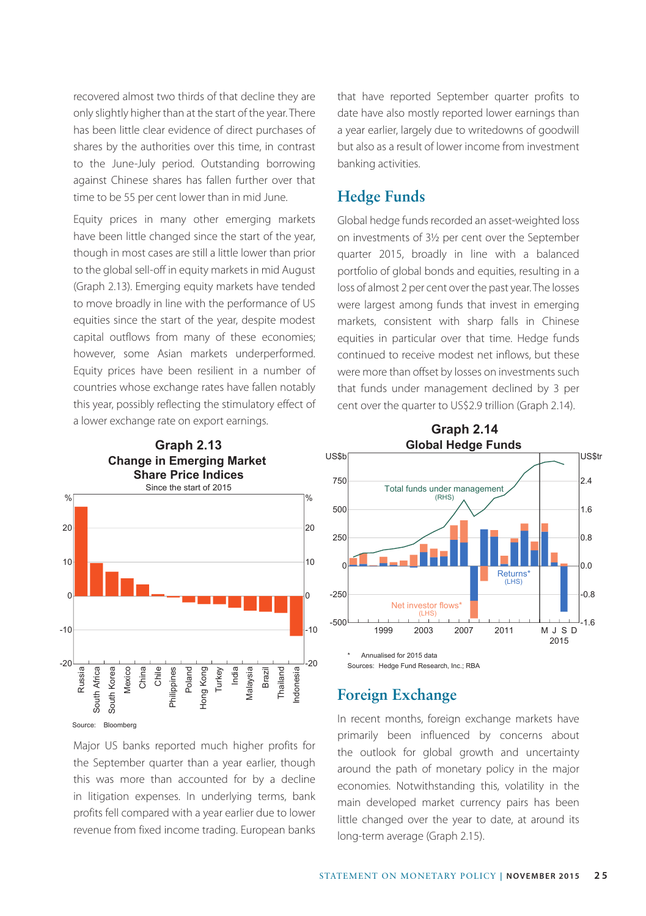recovered almost two thirds of that decline they are only slightly higher than at the start of the year. There has been little clear evidence of direct purchases of shares by the authorities over this time, in contrast to the June-July period. Outstanding borrowing against Chinese shares has fallen further over that time to be 55 per cent lower than in mid June.

Equity prices in many other emerging markets have been little changed since the start of the year, though in most cases are still a little lower than prior to the global sell-off in equity markets in mid August (Graph 2.13). Emerging equity markets have tended to move broadly in line with the performance of US equities since the start of the year, despite modest capital outflows from many of these economies; however, some Asian markets underperformed. Equity prices have been resilient in a number of countries whose exchange rates have fallen notably this year, possibly reflecting the stimulatory effect of a lower exchange rate on export earnings.

**Graph 2.13**
**Change in Emerging Market Share Price Indices**
Since the start of 2015

Source: Bloomberg

Major US banks reported much higher profits for the September quarter than a year earlier, though this was more than accounted for by a decline in litigation expenses. In underlying terms, bank profits fell compared with a year earlier due to lower revenue from fixed income trading. European banks that have reported September quarter profits to date have also mostly reported lower earnings than a year earlier, largely due to writedowns of goodwill but also as a result of lower income from investment banking activities.

## Hedge Funds

Global hedge funds recorded an asset-weighted loss on investments of 3½ per cent over the September quarter 2015, broadly in line with a balanced portfolio of global bonds and equities, resulting in a loss of almost 2 per cent over the past year. The losses were largest among funds that invest in emerging markets, consistent with sharp falls in Chinese equities in particular over that time. Hedge funds continued to receive modest net inflows, but these were more than offset by losses on investments such that funds under management declined by 3 per cent over the quarter to US$2.9 trillion (Graph 2.14).

**Graph 2.14**
**Global Hedge Funds**

\* Annualised for 2015 data
Sources: Hedge Fund Research, Inc.; RBA

## Foreign Exchange

In recent months, foreign exchange markets have primarily been influenced by concerns about the outlook for global growth and uncertainty around the path of monetary policy in the major economies. Notwithstanding this, volatility in the main developed market currency pairs has been little changed over the year to date, at around its long-term average (Graph 2.15).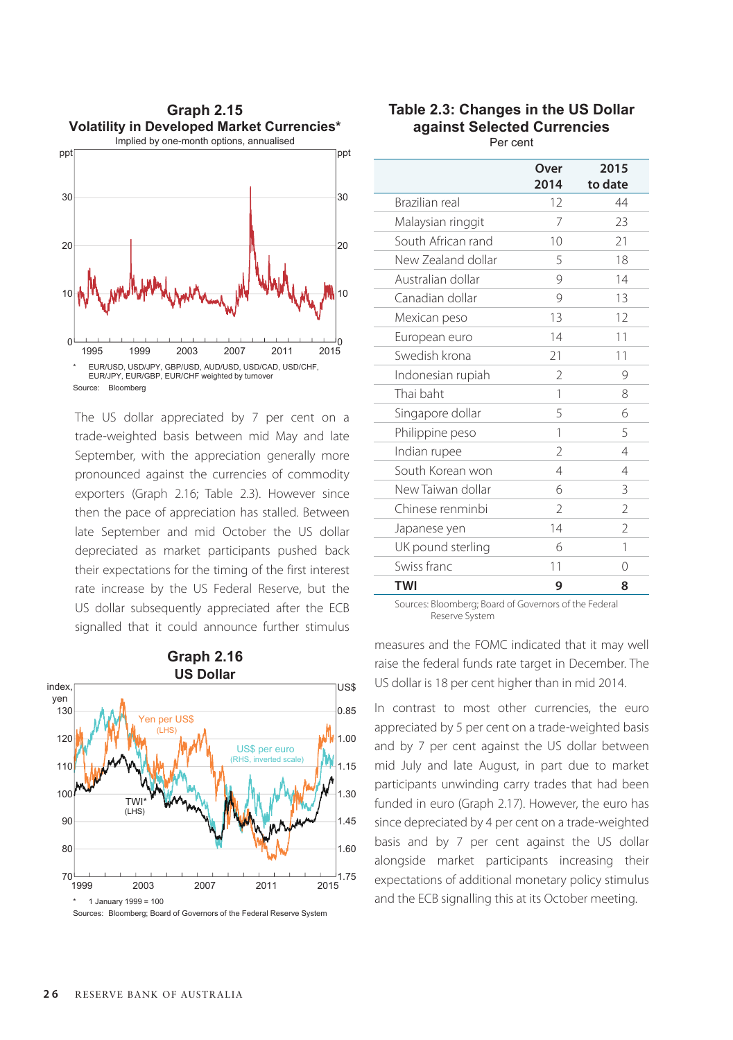## Graph 2.15
### Volatility in Developed Market Currencies*

Implied by one-month options, annualised

\* EUR/USD, USD/JPY, GBP/USD, AUD/USD, USD/CAD, USD/CHF, EUR/JPY, EUR/GBP, EUR/CHF weighted by turnover

Source: Bloomberg

The US dollar appreciated by 7 per cent on a trade-weighted basis between mid May and late September, with the appreciation generally more pronounced against the currencies of commodity exporters (Graph 2.16; Table 2.3). However since then the pace of appreciation has stalled. Between late September and mid October the US dollar depreciated as market participants pushed back their expectations for the timing of the first interest rate increase by the US Federal Reserve, but the US dollar subsequently appreciated after the ECB signalled that it could announce further stimulus measures and the FOMC indicated that it may well raise the federal funds rate target in December. The US dollar is 18 per cent higher than in mid 2014.

## Graph 2.16
### US Dollar

\* 1 January 1999 = 100

Sources: Bloomberg; Board of Governors of the Federal Reserve System

## Table 2.3: Changes in the US Dollar against Selected Currencies

Per cent

| | Over 2014 | 2015 to date |
|---|---|---|
| Brazilian real | 12 | 44 |
| Malaysian ringgit | 7 | 23 |
| South African rand | 10 | 21 |
| New Zealand dollar | 5 | 18 |
| Australian dollar | 9 | 14 |
| Canadian dollar | 9 | 13 |
| Mexican peso | 13 | 12 |
| European euro | 14 | 11 |
| Swedish krona | 21 | 11 |
| Indonesian rupiah | 2 | 9 |
| Thai baht | 1 | 8 |
| Singapore dollar | 5 | 6 |
| Philippine peso | 1 | 5 |
| Indian rupee | 2 | 4 |
| South Korean won | 4 | 4 |
| New Taiwan dollar | 6 | 3 |
| Chinese renminbi | 2 | 2 |
| Japanese yen | 14 | 2 |
| UK pound sterling | 6 | 1 |
| Swiss franc | 11 | 0 |
| **TWI** | **9** | **8** |

Sources: Bloomberg; Board of Governors of the Federal Reserve System

In contrast to most other currencies, the euro appreciated by 5 per cent on a trade-weighted basis and by 7 per cent against the US dollar between mid July and late August, in part due to market participants unwinding carry trades that had been funded in euro (Graph 2.17). However, the euro has since depreciated by 4 per cent on a trade-weighted basis and by 7 per cent against the US dollar alongside market participants increasing their expectations of additional monetary policy stimulus and the ECB signalling this at its October meeting.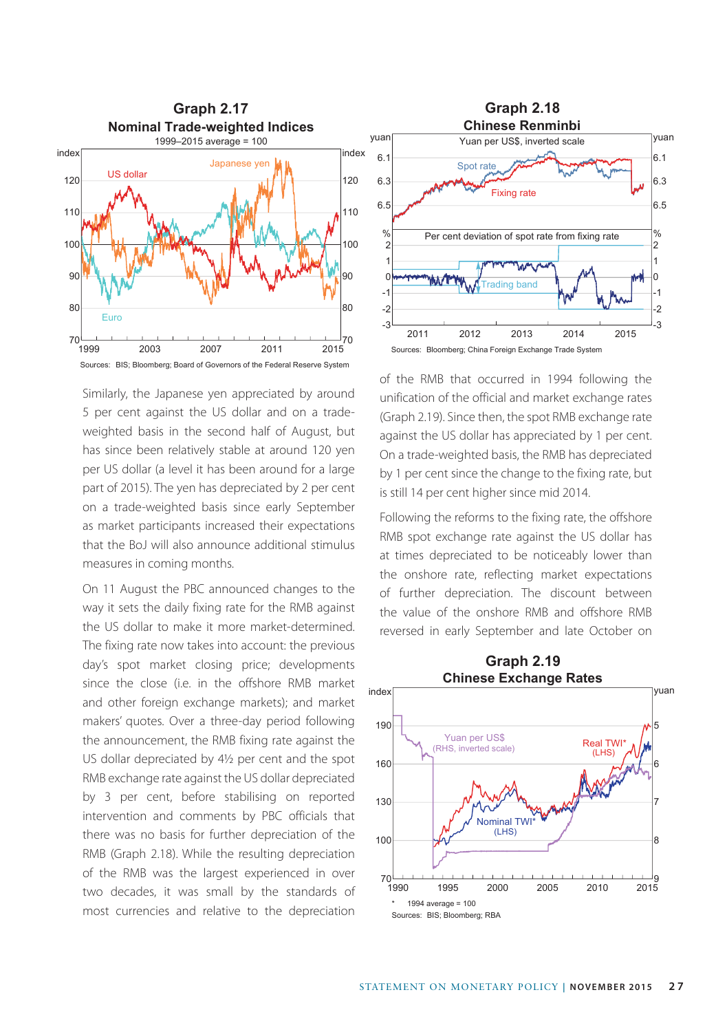### Graph 2.17
### Nominal Trade-weighted Indices

1999–2015 average = 100

Sources: BIS; Bloomberg; Board of Governors of the Federal Reserve System

Similarly, the Japanese yen appreciated by around 5 per cent against the US dollar and on a trade-weighted basis in the second half of August, but has since been relatively stable at around 120 yen per US dollar (a level it has been around for a large part of 2015). The yen has depreciated by 2 per cent on a trade-weighted basis since early September as market participants increased their expectations that the BoJ will also announce additional stimulus measures in coming months.

On 11 August the PBC announced changes to the way it sets the daily fixing rate for the RMB against the US dollar to make it more market-determined. The fixing rate now takes into account: the previous day's spot market closing price; developments since the close (i.e. in the offshore RMB market and other foreign exchange markets); and market makers' quotes. Over a three-day period following the announcement, the RMB fixing rate against the US dollar depreciated by 4½ per cent and the spot RMB exchange rate against the US dollar depreciated by 3 per cent, before stabilising on reported intervention and comments by PBC officials that there was no basis for further depreciation of the RMB (Graph 2.18). While the resulting depreciation of the RMB was the largest experienced in over two decades, it was small by the standards of most currencies and relative to the depreciation

### Graph 2.18
### Chinese Renminbi

Sources: Bloomberg; China Foreign Exchange Trade System

of the RMB that occurred in 1994 following the unification of the official and market exchange rates (Graph 2.19). Since then, the spot RMB exchange rate against the US dollar has appreciated by 1 per cent. On a trade-weighted basis, the RMB has depreciated by 1 per cent since the change to the fixing rate, but is still 14 per cent higher since mid 2014.

Following the reforms to the fixing rate, the offshore RMB spot exchange rate against the US dollar has at times depreciated to be noticeably lower than the onshore rate, reflecting market expectations of further depreciation. The discount between the value of the onshore RMB and offshore RMB reversed in early September and late October on

### Graph 2.19
### Chinese Exchange Rates

\* 1994 average = 100

Sources: BIS; Bloomberg; RBA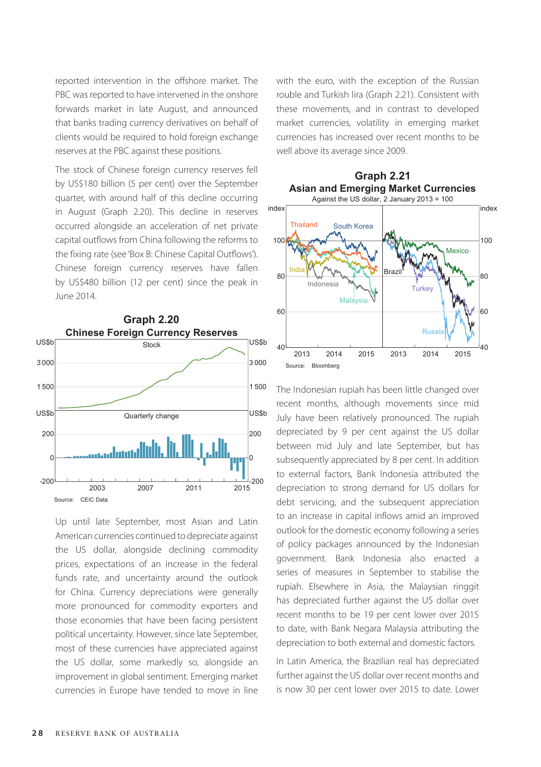reported intervention in the offshore market. The PBC was reported to have intervened in the onshore forwards market in late August, and announced that banks trading currency derivatives on behalf of clients would be required to hold foreign exchange reserves at the PBC against these positions.

The stock of Chinese foreign currency reserves fell by US$180 billion (5 per cent) over the September quarter, with around half of this decline occurring in August (Graph 2.20). This decline in reserves occurred alongside an acceleration of net private capital outflows from China following the reforms to the fixing rate (see 'Box B: Chinese Capital Outflows'). Chinese foreign currency reserves have fallen by US$480 billion (12 per cent) since the peak in June 2014.

**Graph 2.20**
**Chinese Foreign Currency Reserves**

Source: CEIC Data

Up until late September, most Asian and Latin American currencies continued to depreciate against the US dollar, alongside declining commodity prices, expectations of an increase in the federal funds rate, and uncertainty around the outlook for China. Currency depreciations were generally more pronounced for commodity exporters and those economies that have been facing persistent political uncertainty. However, since late September, most of these currencies have appreciated against the US dollar, some markedly so, alongside an improvement in global sentiment. Emerging market currencies in Europe have tended to move in line with the euro, with the exception of the Russian rouble and Turkish lira (Graph 2.21). Consistent with these movements, and in contrast to developed market currencies, volatility in emerging market currencies has increased over recent months to be well above its average since 2009.

**Graph 2.21**
**Asian and Emerging Market Currencies**
Against the US dollar, 2 January 2013 = 100

Source: Bloomberg

The Indonesian rupiah has been little changed over recent months, although movements since mid July have been relatively pronounced. The rupiah depreciated by 9 per cent against the US dollar between mid July and late September, but has subsequently appreciated by 8 per cent. In addition to external factors, Bank Indonesia attributed the depreciation to strong demand for US dollars for debt servicing, and the subsequent appreciation to an increase in capital inflows amid an improved outlook for the domestic economy following a series of policy packages announced by the Indonesian government. Bank Indonesia also enacted a series of measures in September to stabilise the rupiah. Elsewhere in Asia, the Malaysian ringgit has depreciated further against the US dollar over recent months to be 19 per cent lower over 2015 to date, with Bank Negara Malaysia attributing the depreciation to both external and domestic factors.

In Latin America, the Brazilian real has depreciated further against the US dollar over recent months and is now 30 per cent lower over 2015 to date. Lower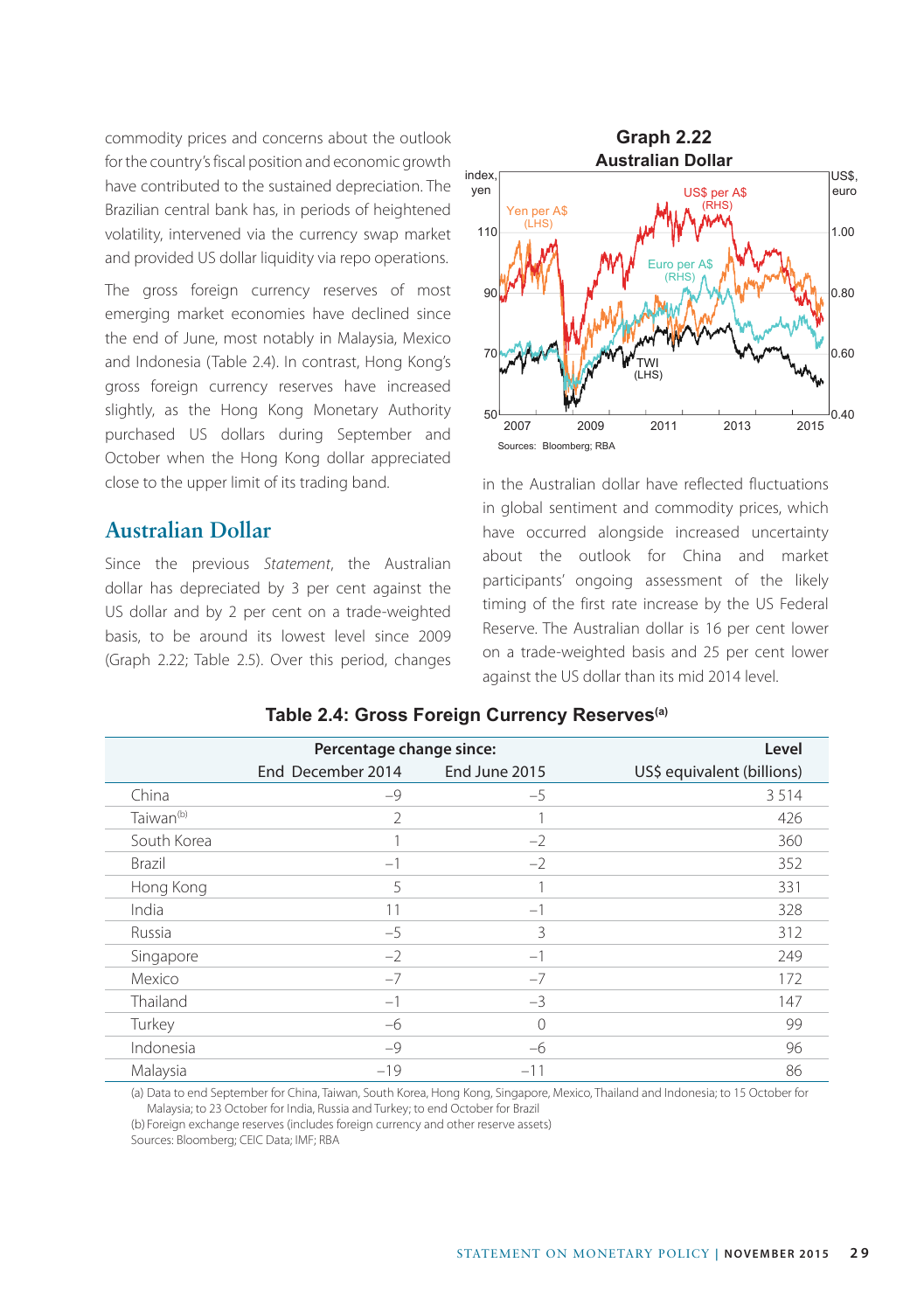commodity prices and concerns about the outlook for the country's fiscal position and economic growth have contributed to the sustained depreciation. The Brazilian central bank has, in periods of heightened volatility, intervened via the currency swap market and provided US dollar liquidity via repo operations.

The gross foreign currency reserves of most emerging market economies have declined since the end of June, most notably in Malaysia, Mexico and Indonesia (Table 2.4). In contrast, Hong Kong's gross foreign currency reserves have increased slightly, as the Hong Kong Monetary Authority purchased US dollars during September and October when the Hong Kong dollar appreciated close to the upper limit of its trading band.

## Australian Dollar

Since the previous *Statement*, the Australian dollar has depreciated by 3 per cent against the US dollar and by 2 per cent on a trade-weighted basis, to be around its lowest level since 2009 (Graph 2.22; Table 2.5). Over this period, changes in the Australian dollar have reflected fluctuations in global sentiment and commodity prices, which have occurred alongside increased uncertainty about the outlook for China and market participants' ongoing assessment of the likely timing of the first rate increase by the US Federal Reserve. The Australian dollar is 16 per cent lower on a trade-weighted basis and 25 per cent lower against the US dollar than its mid 2014 level.

**Graph 2.22**
**Australian Dollar**

Sources: Bloomberg; RBA

**Table 2.4: Gross Foreign Currency Reserves(a)**

| | Percentage change since: | | Level |
|---|---|---|---|
| | End December 2014 | End June 2015 | US$ equivalent (billions) |
| China | –9 | –5 | 3 514 |
| Taiwan(b) | 2 | 1 | 426 |
| South Korea | 1 | –2 | 360 |
| Brazil | –1 | –2 | 352 |
| Hong Kong | 5 | 1 | 331 |
| India | 11 | –1 | 328 |
| Russia | –5 | 3 | 312 |
| Singapore | –2 | –1 | 249 |
| Mexico | –7 | –7 | 172 |
| Thailand | –1 | –3 | 147 |
| Turkey | –6 | 0 | 99 |
| Indonesia | –9 | –6 | 96 |
| Malaysia | –19 | –11 | 86 |

(a) Data to end September for China, Taiwan, South Korea, Hong Kong, Singapore, Mexico, Thailand and Indonesia; to 15 October for Malaysia; to 23 October for India, Russia and Turkey; to end October for Brazil
(b) Foreign exchange reserves (includes foreign currency and other reserve assets)
Sources: Bloomberg; CEIC Data; IMF; RBA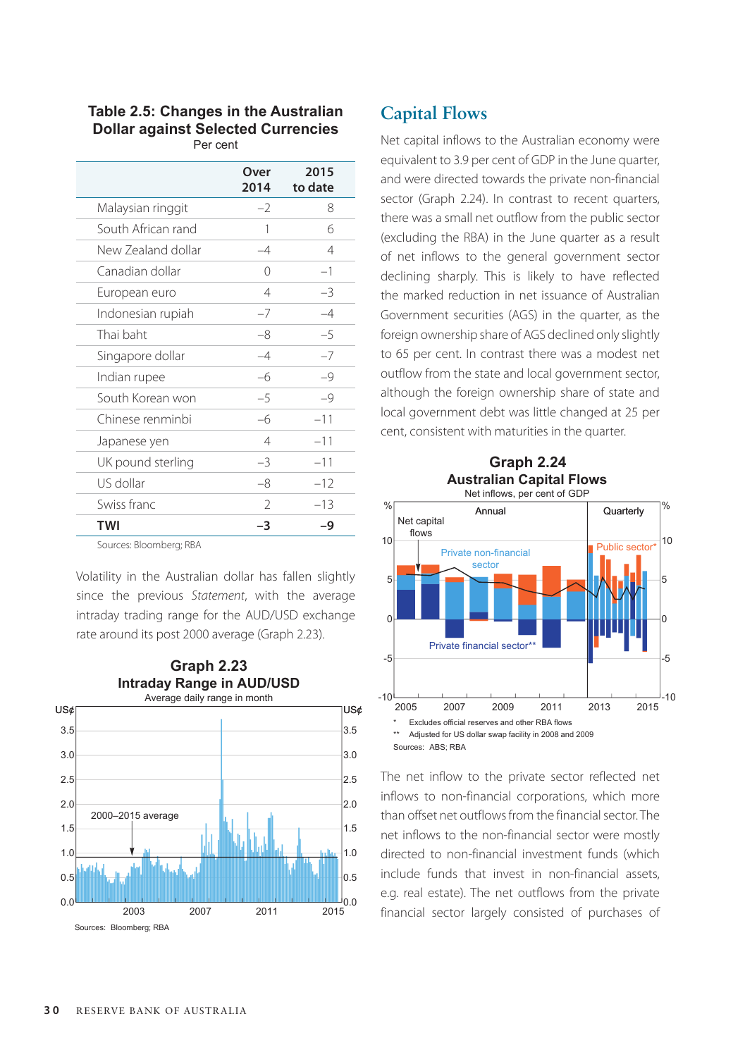**Table 2.5: Changes in the Australian Dollar against Selected Currencies**
Per cent

| | Over 2014 | 2015 to date |
|---|---|---|
| Malaysian ringgit | –2 | 8 |
| South African rand | 1 | 6 |
| New Zealand dollar | –4 | 4 |
| Canadian dollar | 0 | –1 |
| European euro | 4 | –3 |
| Indonesian rupiah | –7 | –4 |
| Thai baht | –8 | –5 |
| Singapore dollar | –4 | –7 |
| Indian rupee | –6 | –9 |
| South Korean won | –5 | –9 |
| Chinese renminbi | –6 | –11 |
| Japanese yen | 4 | –11 |
| UK pound sterling | –3 | –11 |
| US dollar | –8 | –12 |
| Swiss franc | 2 | –13 |
| **TWI** | **–3** | **–9** |

Sources: Bloomberg; RBA

Volatility in the Australian dollar has fallen slightly since the previous *Statement*, with the average intraday trading range for the AUD/USD exchange rate around its post 2000 average (Graph 2.23).

**Graph 2.23**
**Intraday Range in AUD/USD**
Average daily range in month

Sources: Bloomberg; RBA

## Capital Flows

Net capital inflows to the Australian economy were equivalent to 3.9 per cent of GDP in the June quarter, and were directed towards the private non-financial sector (Graph 2.24). In contrast to recent quarters, there was a small net outflow from the public sector (excluding the RBA) in the June quarter as a result of net inflows to the general government sector declining sharply. This is likely to have reflected the marked reduction in net issuance of Australian Government securities (AGS) in the quarter, as the foreign ownership share of AGS declined only slightly to 65 per cent. In contrast there was a modest net outflow from the state and local government sector, although the foreign ownership share of state and local government debt was little changed at 25 per cent, consistent with maturities in the quarter.

**Graph 2.24**
**Australian Capital Flows**
Net inflows, per cent of GDP

\* Excludes official reserves and other RBA flows
\*\* Adjusted for US dollar swap facility in 2008 and 2009
Sources: ABS; RBA

The net inflow to the private sector reflected net inflows to non-financial corporations, which more than offset net outflows from the financial sector. The net inflows to the non-financial sector were mostly directed to non-financial investment funds (which include funds that invest in non-financial assets, e.g. real estate). The net outflows from the private financial sector largely consisted of purchases of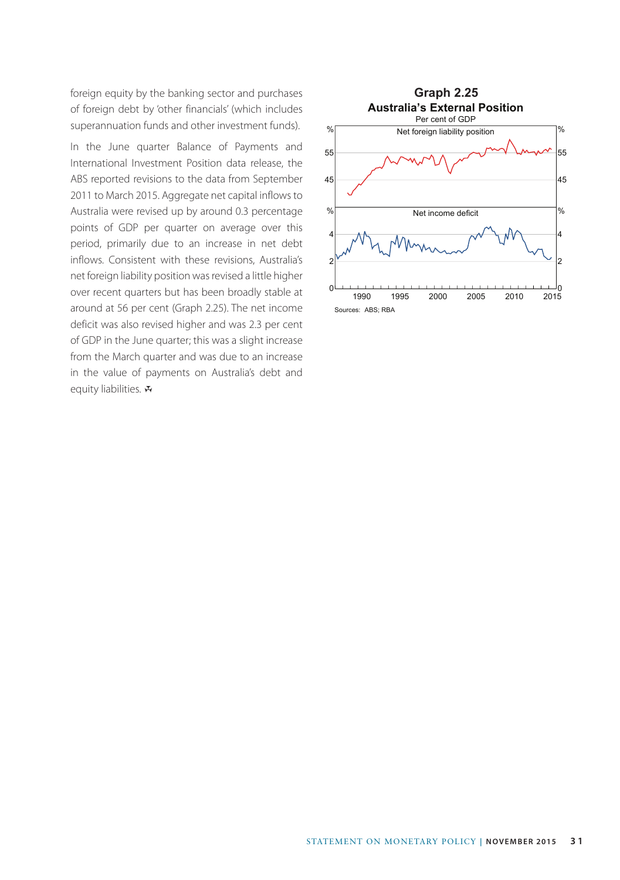foreign equity by the banking sector and purchases of foreign debt by 'other financials' (which includes superannuation funds and other investment funds).

In the June quarter Balance of Payments and International Investment Position data release, the ABS reported revisions to the data from September 2011 to March 2015. Aggregate net capital inflows to Australia were revised up by around 0.3 percentage points of GDP per quarter on average over this period, primarily due to an increase in net debt inflows. Consistent with these revisions, Australia's net foreign liability position was revised a little higher over recent quarters but has been broadly stable at around at 56 per cent (Graph 2.25). The net income deficit was also revised higher and was 2.3 per cent of GDP in the June quarter; this was a slight increase from the March quarter and was due to an increase in the value of payments on Australia's debt and equity liabilities.

**Graph 2.25**

**Australia's External Position**

Per cent of GDP

Net foreign liability position

% 55 45

Net income deficit

% 4 2 0

1990 1995 2000 2005 2010 2015

Sources: ABS; RBA